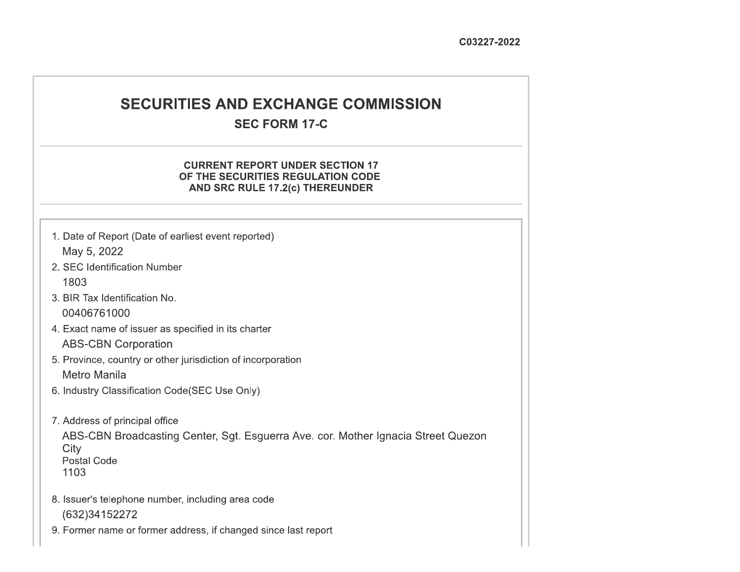C03227-2022

# SECURITIES AND EXCHANGE COMMISSION

## SEC FORM 17-C

### CURRENT REPORT UNDER SECTION 17 OF THE SECURITIES REGULATION CODE AND SRC RULE 17.2(c) THEREUNDER

1. Date of Report (Date of earliest event reported)
   May 5, 2022
2. SEC Identification Number
   1803
3. BIR Tax Identification No.
   00406761000
4. Exact name of issuer as specified in its charter
   ABS-CBN Corporation
5. Province, country or other jurisdiction of incorporation
   Metro Manila
6. Industry Classification Code(SEC Use Only)

7. Address of principal office
   ABS-CBN Broadcasting Center, Sgt. Esguerra Ave. cor. Mother Ignacia Street Quezon City
   Postal Code
   1103
8. Issuer's telephone number, including area code
   (632)34152272
9. Former name or former address, if changed since last report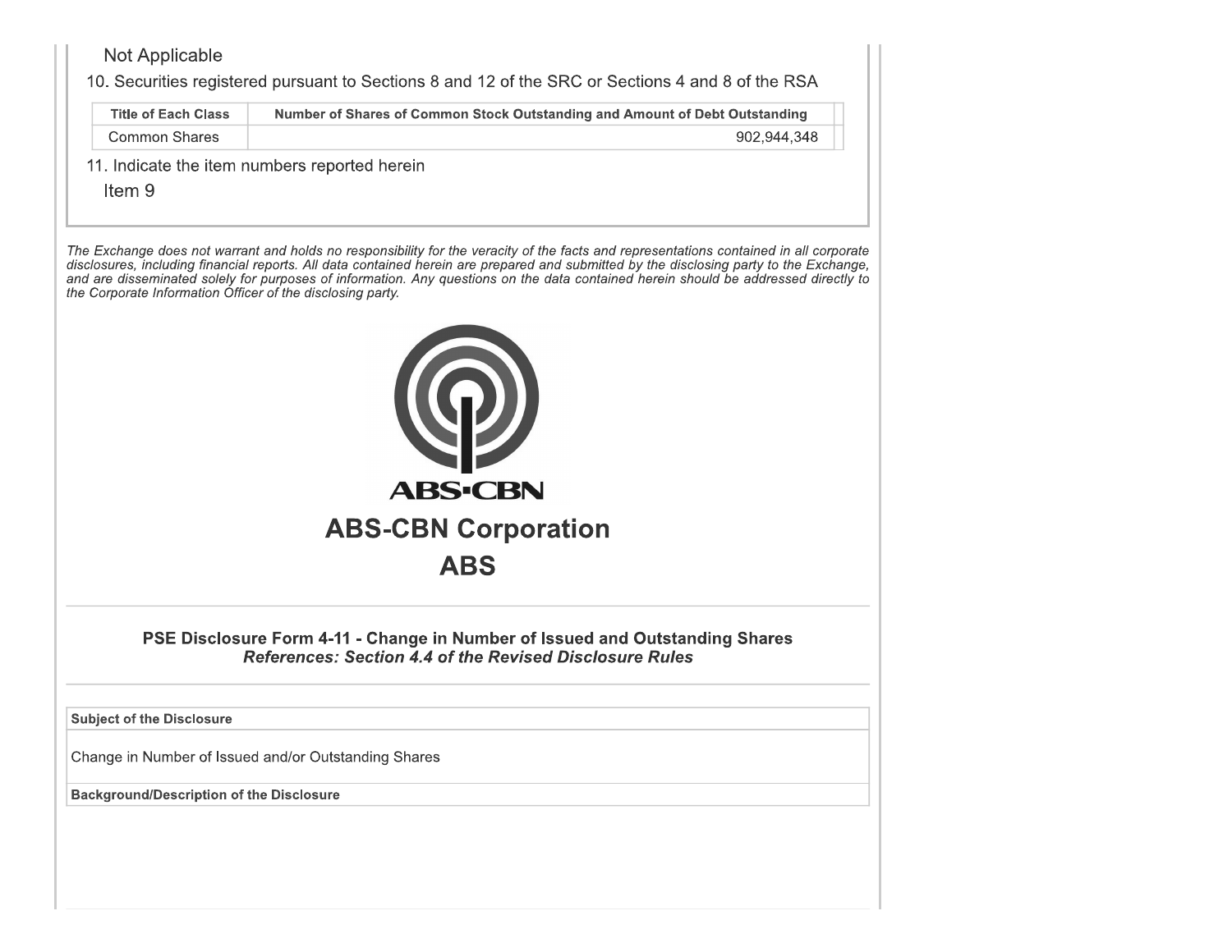Not Applicable

10. Securities registered pursuant to Sections 8 and 12 of the SRC or Sections 4 and 8 of the RSA

| Title of Each Class | Number of Shares of Common Stock Outstanding and Amount of Debt Outstanding |
|---|---|
| Common Shares | 902,944,348 |

11. Indicate the item numbers reported herein

Item 9

*The Exchange does not warrant and holds no responsibility for the veracity of the facts and representations contained in all corporate disclosures, including financial reports. All data contained herein are prepared and submitted by the disclosing party to the Exchange, and are disseminated solely for purposes of information. Any questions on the data contained herein should be addressed directly to the Corporate Information Officer of the disclosing party.*

ABS-CBN

## ABS-CBN Corporation

## ABS

### PSE Disclosure Form 4-11 - Change in Number of Issued and Outstanding Shares

***References: Section 4.4 of the Revised Disclosure Rules***

**Subject of the Disclosure**

Change in Number of Issued and/or Outstanding Shares

**Background/Description of the Disclosure**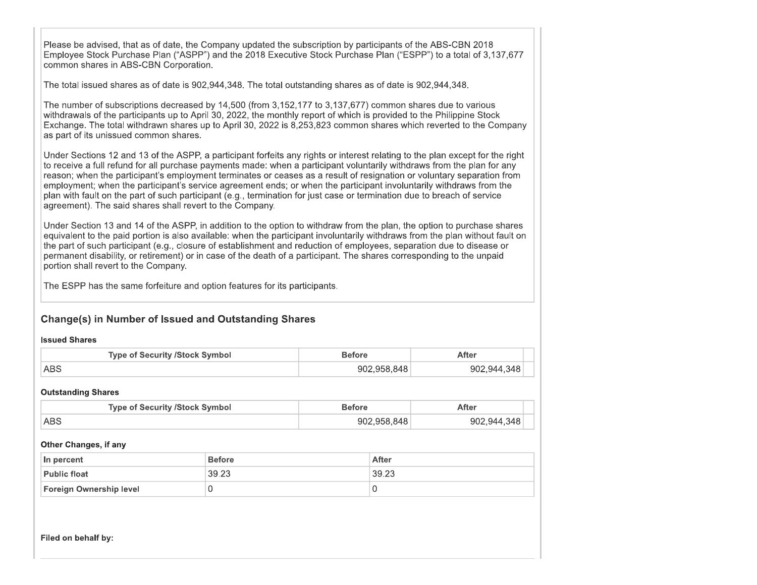Please be advised, that as of date, the Company updated the subscription by participants of the ABS-CBN 2018 Employee Stock Purchase Plan ("ASPP") and the 2018 Executive Stock Purchase Plan ("ESPP") to a total of 3,137,677 common shares in ABS-CBN Corporation.

The total issued shares as of date is 902,944,348. The total outstanding shares as of date is 902,944,348.

The number of subscriptions decreased by 14,500 (from 3,152,177 to 3,137,677) common shares due to various withdrawals of the participants up to April 30, 2022, the monthly report of which is provided to the Philippine Stock Exchange. The total withdrawn shares up to April 30, 2022 is 8,253,823 common shares which reverted to the Company as part of its unissued common shares.

Under Sections 12 and 13 of the ASPP, a participant forfeits any rights or interest relating to the plan except for the right to receive a full refund for all purchase payments made: when a participant voluntarily withdraws from the plan for any reason; when the participant's employment terminates or ceases as a result of resignation or voluntary separation from employment; when the participant's service agreement ends; or when the participant involuntarily withdraws from the plan with fault on the part of such participant (e.g., termination for just case or termination due to breach of service agreement). The said shares shall revert to the Company.

Under Section 13 and 14 of the ASPP, in addition to the option to withdraw from the plan, the option to purchase shares equivalent to the paid portion is also available: when the participant involuntarily withdraws from the plan without fault on the part of such participant (e.g., closure of establishment and reduction of employees, separation due to disease or permanent disability, or retirement) or in case of the death of a participant. The shares corresponding to the unpaid portion shall revert to the Company.

The ESPP has the same forfeiture and option features for its participants.

## Change(s) in Number of Issued and Outstanding Shares

**Issued Shares**

| Type of Security /Stock Symbol | Before | After |
|---|---|---|
| ABS | 902,958,848 | 902,944,348 |

**Outstanding Shares**

| Type of Security /Stock Symbol | Before | After |
|---|---|---|
| ABS | 902,958,848 | 902,944,348 |

**Other Changes, if any**

| In percent | Before | After |
|---|---|---|
| **Public float** | 39.23 | 39.23 |
| **Foreign Ownership level** | 0 | 0 |

**Filed on behalf by:**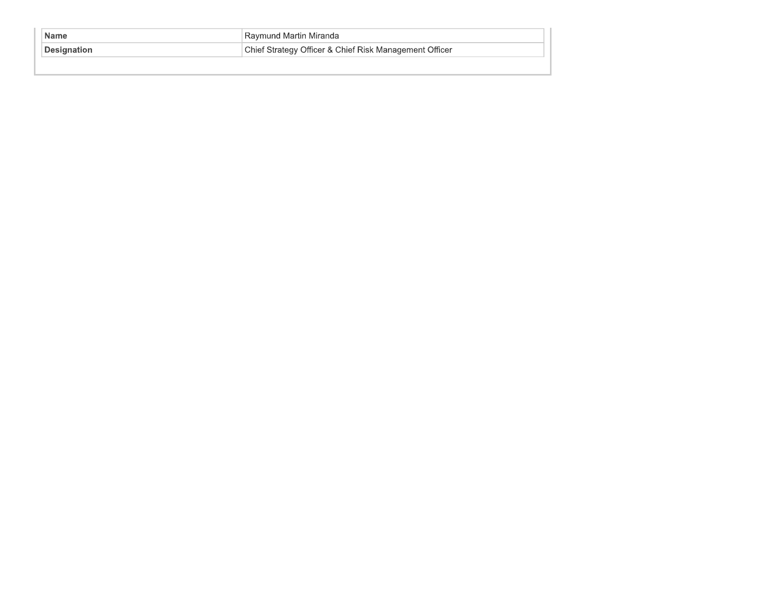| Name | Raymund Martin Miranda |
| --- | --- |
| Designation | Chief Strategy Officer & Chief Risk Management Officer |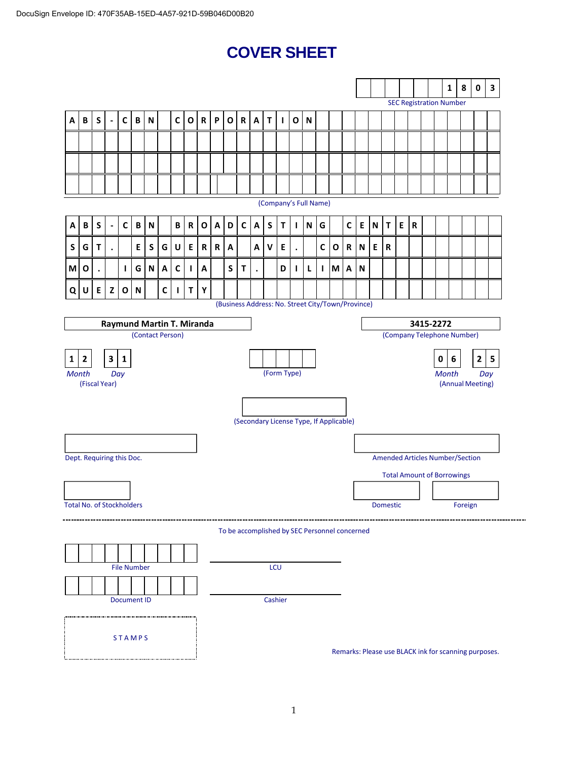DocuSign Envelope ID: 470F35AB-15ED-4A57-921D-59B046D00B20

# COVER SHEET

**1803**
SEC Registration Number

**ABS-CBN CORPORATION**
(Company's Full Name)

**ABS-CBN BROADCASTING CENTER SGT. ESGUERRA AVE. CORNER MO. IGNACIA ST. DILIMAN QUEZON CITY**
(Business Address: No. Street City/Town/Province)

**Raymund Martin T. Miranda**
(Contact Person)

**3415-2272**
(Company Telephone Number)

| **1 2** | **3 1** |
|---|---|
| *Month* | *Day* |

(Fiscal Year)

(Form Type)

| **0 6** | **2 5** |
|---|---|
| *Month* | *Day* |

(Annual Meeting)

(Secondary License Type, If Applicable)

Dept. Requiring this Doc.

Amended Articles Number/Section

Total No. of Stockholders

Total Amount of Borrowings

| Domestic | Foreign |
|---|---|
| | |

---

To be accomplished by SEC Personnel concerned

File Number

LCU

Document ID

Cashier

STAMPS

Remarks: Please use BLACK ink for scanning purposes.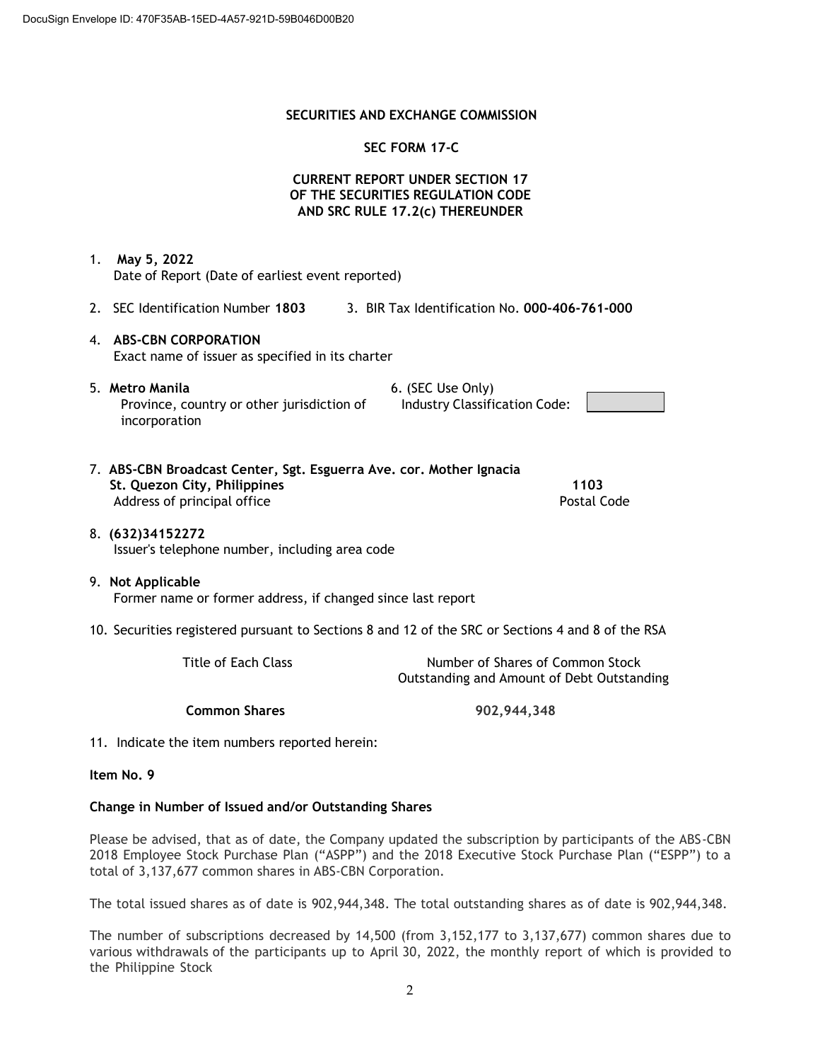## SECURITIES AND EXCHANGE COMMISSION

## SEC FORM 17-C

## CURRENT REPORT UNDER SECTION 17 OF THE SECURITIES REGULATION CODE AND SRC RULE 17.2(c) THEREUNDER

1. **May 5, 2022**
   Date of Report (Date of earliest event reported)

2. SEC Identification Number **1803** 3. BIR Tax Identification No. **000-406-761-000**

4. **ABS-CBN CORPORATION**
   Exact name of issuer as specified in its charter

5. **Metro Manila**
   Province, country or other jurisdiction of incorporation

6. (SEC Use Only)
   Industry Classification Code:

7. **ABS-CBN Broadcast Center, Sgt. Esguerra Ave. cor. Mother Ignacia St. Quezon City, Philippines** **1103**
   Address of principal office Postal Code

8. **(632)34152272**
   Issuer's telephone number, including area code

9. **Not Applicable**
   Former name or former address, if changed since last report

10. Securities registered pursuant to Sections 8 and 12 of the SRC or Sections 4 and 8 of the RSA

| Title of Each Class | Number of Shares of Common Stock Outstanding and Amount of Debt Outstanding |
|---|---|
| **Common Shares** | **902,944,348** |

11. Indicate the item numbers reported herein:

**Item No. 9**

**Change in Number of Issued and/or Outstanding Shares**

Please be advised, that as of date, the Company updated the subscription by participants of the ABS-CBN 2018 Employee Stock Purchase Plan ("ASPP") and the 2018 Executive Stock Purchase Plan ("ESPP") to a total of 3,137,677 common shares in ABS-CBN Corporation.

The total issued shares as of date is 902,944,348. The total outstanding shares as of date is 902,944,348.

The number of subscriptions decreased by 14,500 (from 3,152,177 to 3,137,677) common shares due to various withdrawals of the participants up to April 30, 2022, the monthly report of which is provided to the Philippine Stock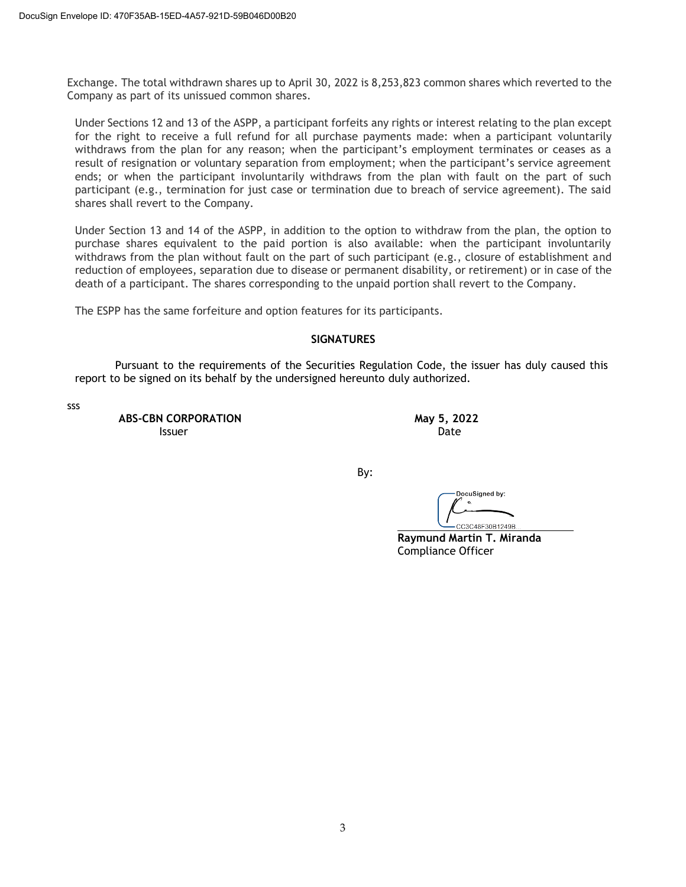Exchange. The total withdrawn shares up to April 30, 2022 is 8,253,823 common shares which reverted to the Company as part of its unissued common shares.

Under Sections 12 and 13 of the ASPP, a participant forfeits any rights or interest relating to the plan except for the right to receive a full refund for all purchase payments made: when a participant voluntarily withdraws from the plan for any reason; when the participant's employment terminates or ceases as a result of resignation or voluntary separation from employment; when the participant's service agreement ends; or when the participant involuntarily withdraws from the plan with fault on the part of such participant (e.g., termination for just case or termination due to breach of service agreement). The said shares shall revert to the Company.

Under Section 13 and 14 of the ASPP, in addition to the option to withdraw from the plan, the option to purchase shares equivalent to the paid portion is also available: when the participant involuntarily withdraws from the plan without fault on the part of such participant (e.g., closure of establishment and reduction of employees, separation due to disease or permanent disability, or retirement) or in case of the death of a participant. The shares corresponding to the unpaid portion shall revert to the Company.

The ESPP has the same forfeiture and option features for its participants.

**SIGNATURES**

Pursuant to the requirements of the Securities Regulation Code, the issuer has duly caused this report to be signed on its behalf by the undersigned hereunto duly authorized.

sss

**ABS-CBN CORPORATION**
Issuer

**May 5, 2022**
Date

By:

DocuSigned by:
CC3C48F30B1249B...

**Raymund Martin T. Miranda**
Compliance Officer